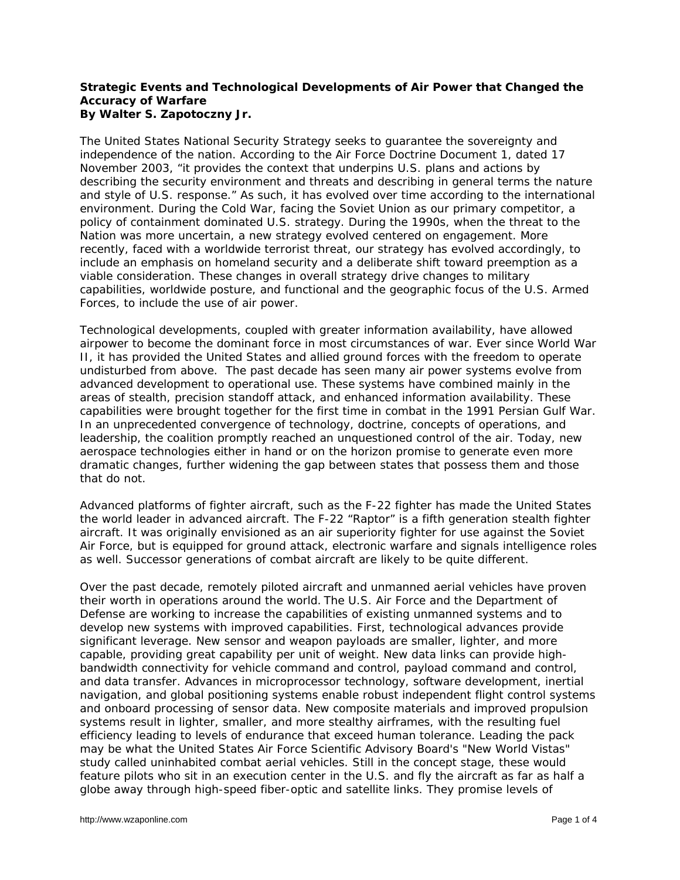**Strategic Events and Technological Developments of Air Power that Changed the Accuracy of Warfare**
**By Walter S. Zapotoczny Jr.**

The United States National Security Strategy seeks to guarantee the sovereignty and independence of the nation. According to the Air Force Doctrine Document 1, dated 17 November 2003, "it provides the context that underpins U.S. plans and actions by describing the security environment and threats and describing in general terms the nature and style of U.S. response." As such, it has evolved over time according to the international environment. During the Cold War, facing the Soviet Union as our primary competitor, a policy of containment dominated U.S. strategy. During the 1990s, when the threat to the Nation was more uncertain, a new strategy evolved centered on engagement. More recently, faced with a worldwide terrorist threat, our strategy has evolved accordingly, to include an emphasis on homeland security and a deliberate shift toward preemption as a viable consideration. These changes in overall strategy drive changes to military capabilities, worldwide posture, and functional and the geographic focus of the U.S. Armed Forces, to include the use of air power.

Technological developments, coupled with greater information availability, have allowed airpower to become the dominant force in most circumstances of war. Ever since World War II, it has provided the United States and allied ground forces with the freedom to operate undisturbed from above. The past decade has seen many air power systems evolve from advanced development to operational use. These systems have combined mainly in the areas of stealth, precision standoff attack, and enhanced information availability. These capabilities were brought together for the first time in combat in the 1991 Persian Gulf War. In an unprecedented convergence of technology, doctrine, concepts of operations, and leadership, the coalition promptly reached an unquestioned control of the air. Today, new aerospace technologies either in hand or on the horizon promise to generate even more dramatic changes, further widening the gap between states that possess them and those that do not.

Advanced platforms of fighter aircraft, such as the F-22 fighter has made the United States the world leader in advanced aircraft. The F-22 "Raptor" is a fifth generation stealth fighter aircraft. It was originally envisioned as an air superiority fighter for use against the Soviet Air Force, but is equipped for ground attack, electronic warfare and signals intelligence roles as well. Successor generations of combat aircraft are likely to be quite different.

Over the past decade, remotely piloted aircraft and unmanned aerial vehicles have proven their worth in operations around the world. The U.S. Air Force and the Department of Defense are working to increase the capabilities of existing unmanned systems and to develop new systems with improved capabilities. First, technological advances provide significant leverage. New sensor and weapon payloads are smaller, lighter, and more capable, providing great capability per unit of weight. New data links can provide high-bandwidth connectivity for vehicle command and control, payload command and control, and data transfer. Advances in microprocessor technology, software development, inertial navigation, and global positioning systems enable robust independent flight control systems and onboard processing of sensor data. New composite materials and improved propulsion systems result in lighter, smaller, and more stealthy airframes, with the resulting fuel efficiency leading to levels of endurance that exceed human tolerance. Leading the pack may be what the United States Air Force Scientific Advisory Board's "New World Vistas" study called uninhabited combat aerial vehicles. Still in the concept stage, these would feature pilots who sit in an execution center in the U.S. and fly the aircraft as far as half a globe away through high-speed fiber-optic and satellite links. They promise levels of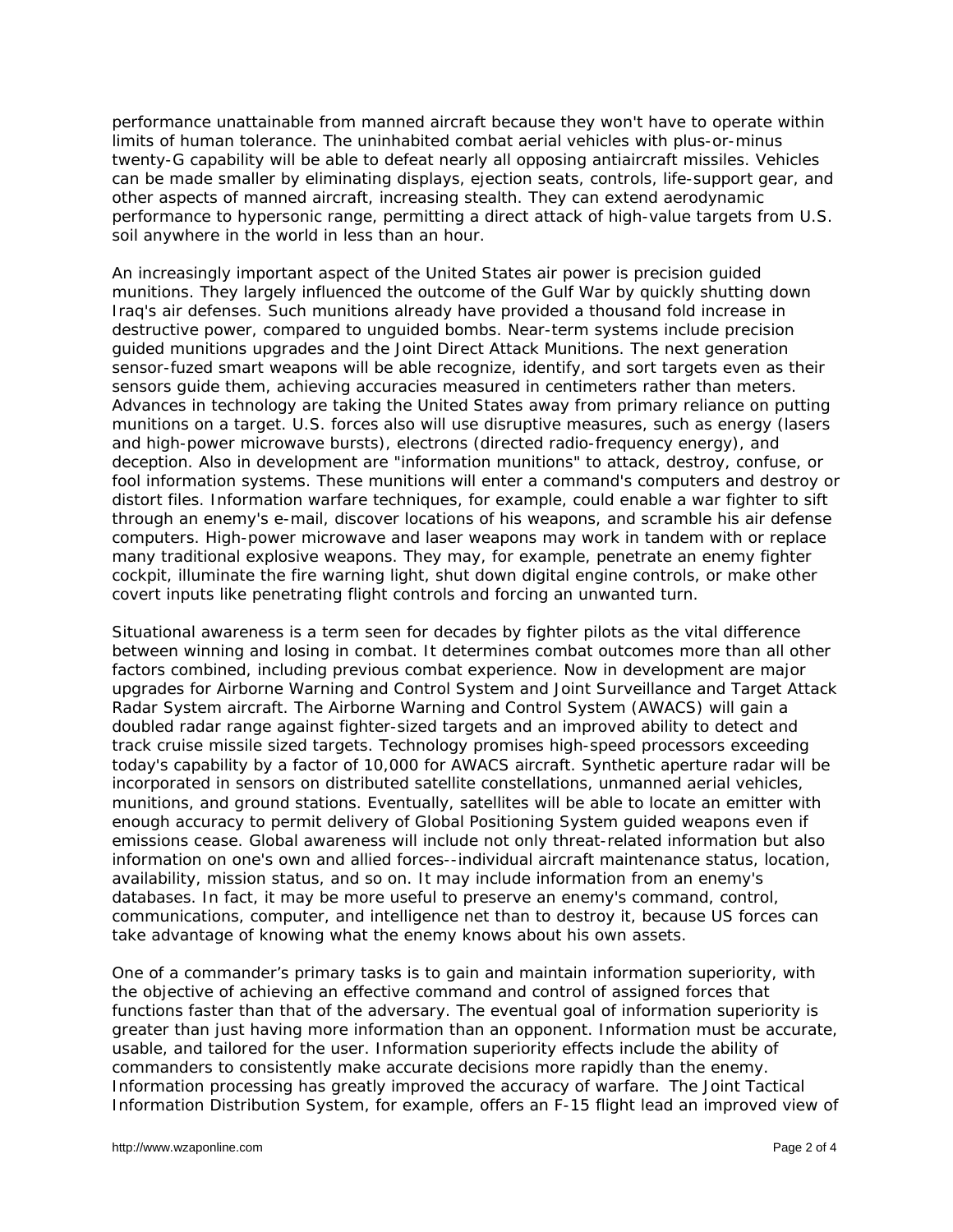performance unattainable from manned aircraft because they won't have to operate within limits of human tolerance. The uninhabited combat aerial vehicles with plus-or-minus twenty-G capability will be able to defeat nearly all opposing antiaircraft missiles. Vehicles can be made smaller by eliminating displays, ejection seats, controls, life-support gear, and other aspects of manned aircraft, increasing stealth. They can extend aerodynamic performance to hypersonic range, permitting a direct attack of high-value targets from U.S. soil anywhere in the world in less than an hour.

An increasingly important aspect of the United States air power is precision guided munitions. They largely influenced the outcome of the Gulf War by quickly shutting down Iraq's air defenses. Such munitions already have provided a thousand fold increase in destructive power, compared to unguided bombs. Near-term systems include precision guided munitions upgrades and the Joint Direct Attack Munitions. The next generation sensor-fuzed smart weapons will be able recognize, identify, and sort targets even as their sensors guide them, achieving accuracies measured in centimeters rather than meters. Advances in technology are taking the United States away from primary reliance on putting munitions on a target. U.S. forces also will use disruptive measures, such as energy (lasers and high-power microwave bursts), electrons (directed radio-frequency energy), and deception. Also in development are "information munitions" to attack, destroy, confuse, or fool information systems. These munitions will enter a command's computers and destroy or distort files. Information warfare techniques, for example, could enable a war fighter to sift through an enemy's e-mail, discover locations of his weapons, and scramble his air defense computers. High-power microwave and laser weapons may work in tandem with or replace many traditional explosive weapons. They may, for example, penetrate an enemy fighter cockpit, illuminate the fire warning light, shut down digital engine controls, or make other covert inputs like penetrating flight controls and forcing an unwanted turn.

Situational awareness is a term seen for decades by fighter pilots as the vital difference between winning and losing in combat. It determines combat outcomes more than all other factors combined, including previous combat experience. Now in development are major upgrades for Airborne Warning and Control System and Joint Surveillance and Target Attack Radar System aircraft. The Airborne Warning and Control System (AWACS) will gain a doubled radar range against fighter-sized targets and an improved ability to detect and track cruise missile sized targets. Technology promises high-speed processors exceeding today's capability by a factor of 10,000 for AWACS aircraft. Synthetic aperture radar will be incorporated in sensors on distributed satellite constellations, unmanned aerial vehicles, munitions, and ground stations. Eventually, satellites will be able to locate an emitter with enough accuracy to permit delivery of Global Positioning System guided weapons even if emissions cease. Global awareness will include not only threat-related information but also information on one's own and allied forces--individual aircraft maintenance status, location, availability, mission status, and so on. It may include information from an enemy's databases. In fact, it may be more useful to preserve an enemy's command, control, communications, computer, and intelligence net than to destroy it, because US forces can take advantage of knowing what the enemy knows about his own assets.

One of a commander's primary tasks is to gain and maintain information superiority, with the objective of achieving an effective command and control of assigned forces that functions faster than that of the adversary. The eventual goal of information superiority is greater than just having more information than an opponent. Information must be accurate, usable, and tailored for the user. Information superiority effects include the ability of commanders to consistently make accurate decisions more rapidly than the enemy. Information processing has greatly improved the accuracy of warfare. The Joint Tactical Information Distribution System, for example, offers an F-15 flight lead an improved view of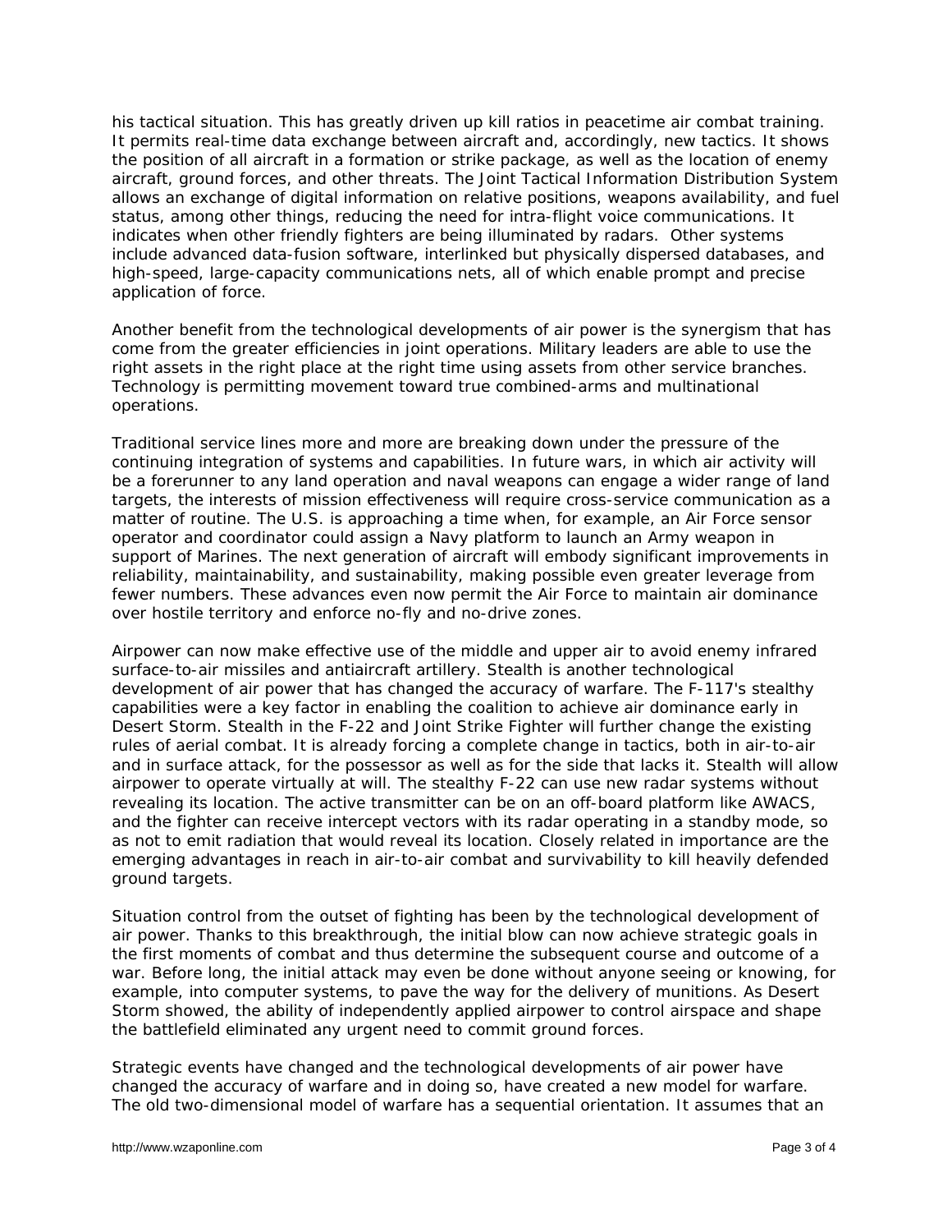his tactical situation. This has greatly driven up kill ratios in peacetime air combat training. It permits real-time data exchange between aircraft and, accordingly, new tactics. It shows the position of all aircraft in a formation or strike package, as well as the location of enemy aircraft, ground forces, and other threats. The Joint Tactical Information Distribution System allows an exchange of digital information on relative positions, weapons availability, and fuel status, among other things, reducing the need for intra-flight voice communications. It indicates when other friendly fighters are being illuminated by radars. Other systems include advanced data-fusion software, interlinked but physically dispersed databases, and high-speed, large-capacity communications nets, all of which enable prompt and precise application of force.

Another benefit from the technological developments of air power is the synergism that has come from the greater efficiencies in joint operations. Military leaders are able to use the right assets in the right place at the right time using assets from other service branches. Technology is permitting movement toward true combined-arms and multinational operations.

Traditional service lines more and more are breaking down under the pressure of the continuing integration of systems and capabilities. In future wars, in which air activity will be a forerunner to any land operation and naval weapons can engage a wider range of land targets, the interests of mission effectiveness will require cross-service communication as a matter of routine. The U.S. is approaching a time when, for example, an Air Force sensor operator and coordinator could assign a Navy platform to launch an Army weapon in support of Marines. The next generation of aircraft will embody significant improvements in reliability, maintainability, and sustainability, making possible even greater leverage from fewer numbers. These advances even now permit the Air Force to maintain air dominance over hostile territory and enforce no-fly and no-drive zones.

Airpower can now make effective use of the middle and upper air to avoid enemy infrared surface-to-air missiles and antiaircraft artillery. Stealth is another technological development of air power that has changed the accuracy of warfare. The F-117's stealthy capabilities were a key factor in enabling the coalition to achieve air dominance early in Desert Storm. Stealth in the F-22 and Joint Strike Fighter will further change the existing rules of aerial combat. It is already forcing a complete change in tactics, both in air-to-air and in surface attack, for the possessor as well as for the side that lacks it. Stealth will allow airpower to operate virtually at will. The stealthy F-22 can use new radar systems without revealing its location. The active transmitter can be on an off-board platform like AWACS, and the fighter can receive intercept vectors with its radar operating in a standby mode, so as not to emit radiation that would reveal its location. Closely related in importance are the emerging advantages in reach in air-to-air combat and survivability to kill heavily defended ground targets.

Situation control from the outset of fighting has been by the technological development of air power. Thanks to this breakthrough, the initial blow can now achieve strategic goals in the first moments of combat and thus determine the subsequent course and outcome of a war. Before long, the initial attack may even be done without anyone seeing or knowing, for example, into computer systems, to pave the way for the delivery of munitions. As Desert Storm showed, the ability of independently applied airpower to control airspace and shape the battlefield eliminated any urgent need to commit ground forces.

Strategic events have changed and the technological developments of air power have changed the accuracy of warfare and in doing so, have created a new model for warfare. The old two-dimensional model of warfare has a sequential orientation. It assumes that an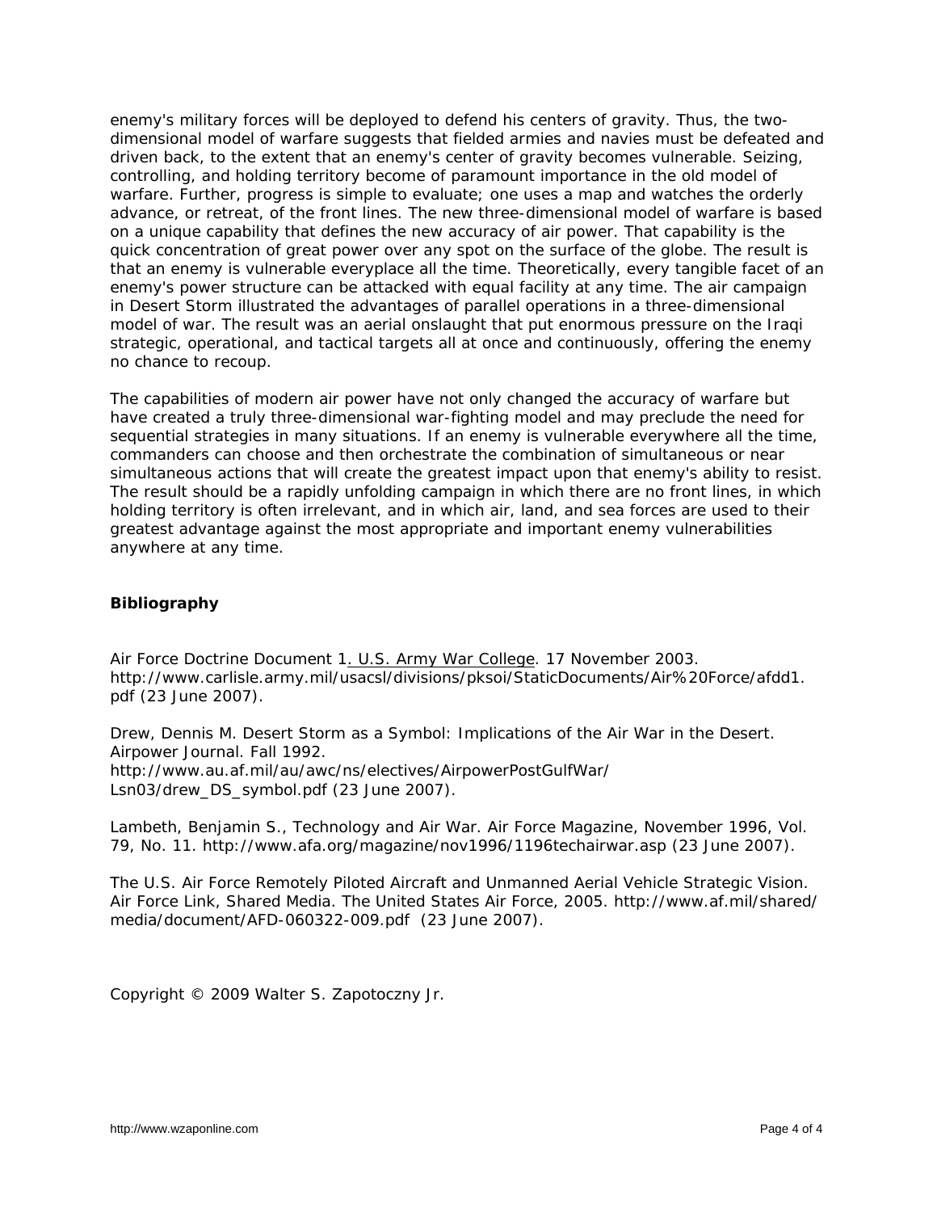enemy's military forces will be deployed to defend his centers of gravity. Thus, the two-dimensional model of warfare suggests that fielded armies and navies must be defeated and driven back, to the extent that an enemy's center of gravity becomes vulnerable. Seizing, controlling, and holding territory become of paramount importance in the old model of warfare. Further, progress is simple to evaluate; one uses a map and watches the orderly advance, or retreat, of the front lines. The new three-dimensional model of warfare is based on a unique capability that defines the new accuracy of air power. That capability is the quick concentration of great power over any spot on the surface of the globe. The result is that an enemy is vulnerable everyplace all the time. Theoretically, every tangible facet of an enemy's power structure can be attacked with equal facility at any time. The air campaign in Desert Storm illustrated the advantages of parallel operations in a three-dimensional model of war. The result was an aerial onslaught that put enormous pressure on the Iraqi strategic, operational, and tactical targets all at once and continuously, offering the enemy no chance to recoup.

The capabilities of modern air power have not only changed the accuracy of warfare but have created a truly three-dimensional war-fighting model and may preclude the need for sequential strategies in many situations. If an enemy is vulnerable everywhere all the time, commanders can choose and then orchestrate the combination of simultaneous or near simultaneous actions that will create the greatest impact upon that enemy's ability to resist. The result should be a rapidly unfolding campaign in which there are no front lines, in which holding territory is often irrelevant, and in which air, land, and sea forces are used to their greatest advantage against the most appropriate and important enemy vulnerabilities anywhere at any time.

**Bibliography**

Air Force Doctrine Document 1. U.S. Army War College. 17 November 2003. http://www.carlisle.army.mil/usacsl/divisions/pksoi/StaticDocuments/Air%20Force/afdd1.pdf (23 June 2007).

Drew, Dennis M. Desert Storm as a Symbol: Implications of the Air War in the Desert. Airpower Journal. Fall 1992. http://www.au.af.mil/au/awc/ns/electives/AirpowerPostGulfWar/Lsn03/drew_DS_symbol.pdf (23 June 2007).

Lambeth, Benjamin S., Technology and Air War. Air Force Magazine, November 1996, Vol. 79, No. 11. http://www.afa.org/magazine/nov1996/1196techairwar.asp (23 June 2007).

The U.S. Air Force Remotely Piloted Aircraft and Unmanned Aerial Vehicle Strategic Vision. Air Force Link, Shared Media. The United States Air Force, 2005. http://www.af.mil/shared/media/document/AFD-060322-009.pdf (23 June 2007).

Copyright © 2009 Walter S. Zapotoczny Jr.